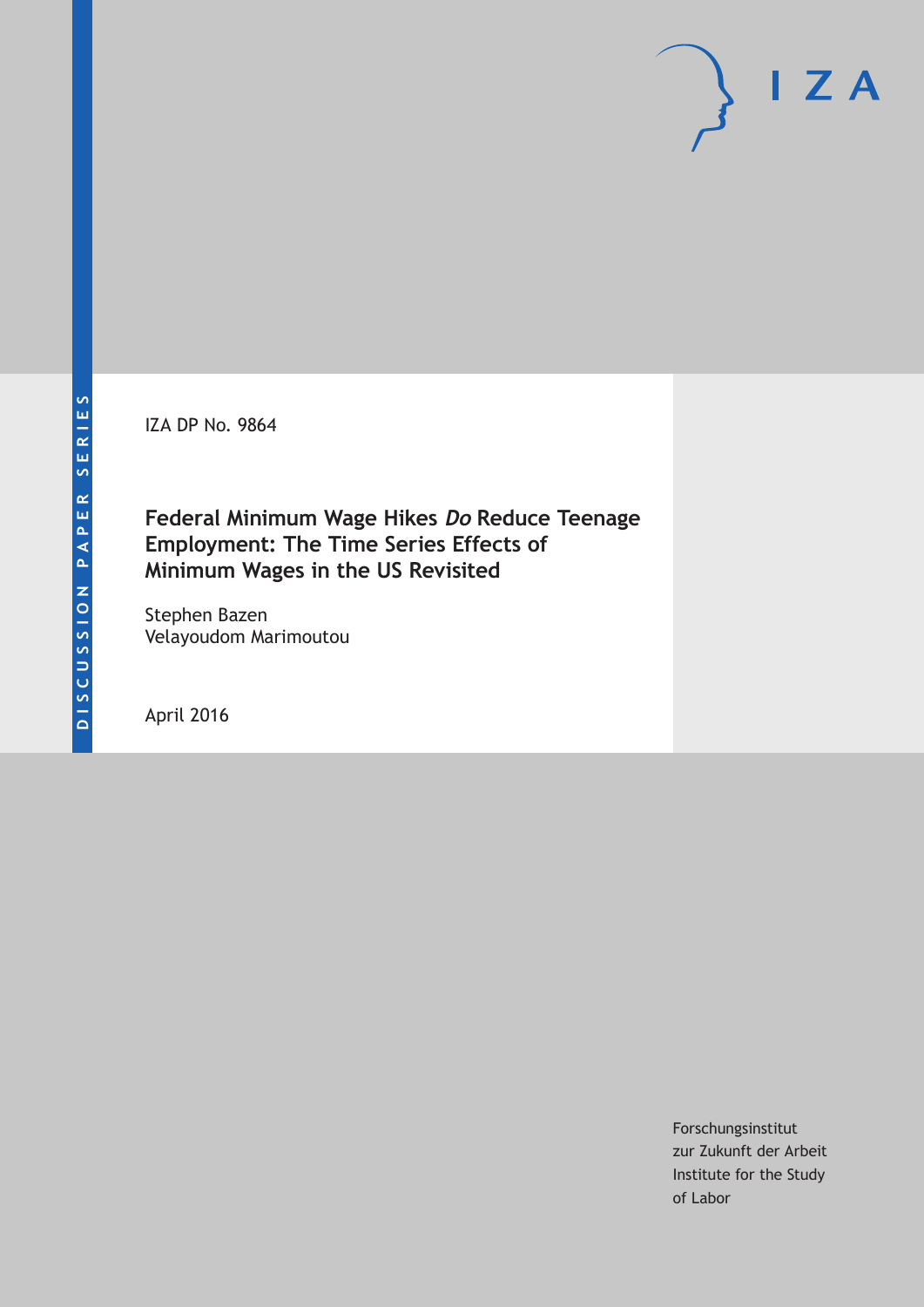IZA DP No. 9864

# Federal Minimum Wage Hikes *Do* Reduce Teenage Employment: The Time Series Effects of Minimum Wages in the US Revisited

Stephen Bazen
Velayoudom Marimoutou

April 2016

Forschungsinstitut
zur Zukunft der Arbeit
Institute for the Study
of Labor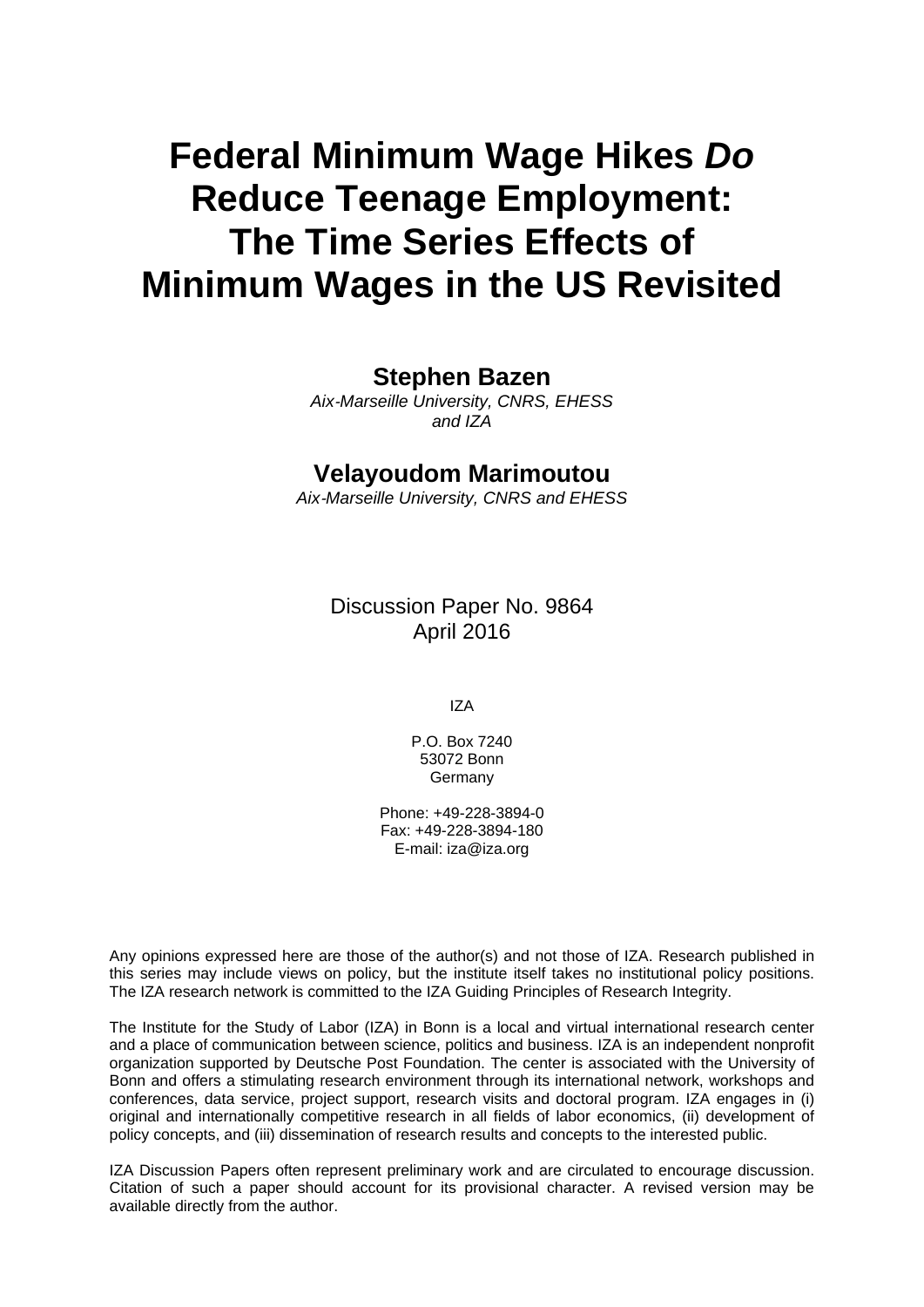# Federal Minimum Wage Hikes *Do* Reduce Teenage Employment: The Time Series Effects of Minimum Wages in the US Revisited

**Stephen Bazen**

*Aix-Marseille University, CNRS, EHESS and IZA*

**Velayoudom Marimoutou**

*Aix-Marseille University, CNRS and EHESS*

Discussion Paper No. 9864
April 2016

IZA

P.O. Box 7240
53072 Bonn
Germany

Phone: +49-228-3894-0
Fax: +49-228-3894-180
E-mail: iza@iza.org

Any opinions expressed here are those of the author(s) and not those of IZA. Research published in this series may include views on policy, but the institute itself takes no institutional policy positions. The IZA research network is committed to the IZA Guiding Principles of Research Integrity.

The Institute for the Study of Labor (IZA) in Bonn is a local and virtual international research center and a place of communication between science, politics and business. IZA is an independent nonprofit organization supported by Deutsche Post Foundation. The center is associated with the University of Bonn and offers a stimulating research environment through its international network, workshops and conferences, data service, project support, research visits and doctoral program. IZA engages in (i) original and internationally competitive research in all fields of labor economics, (ii) development of policy concepts, and (iii) dissemination of research results and concepts to the interested public.

IZA Discussion Papers often represent preliminary work and are circulated to encourage discussion. Citation of such a paper should account for its provisional character. A revised version may be available directly from the author.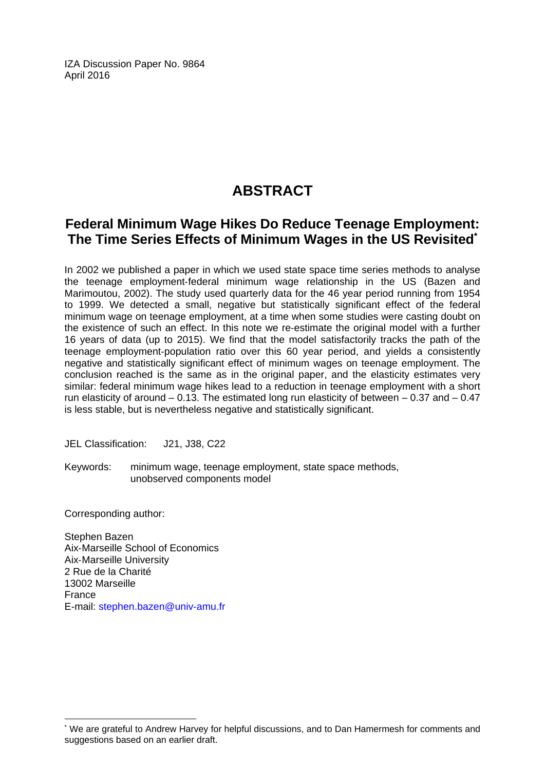IZA Discussion Paper No. 9864
April 2016

# ABSTRACT

## Federal Minimum Wage Hikes Do Reduce Teenage Employment: The Time Series Effects of Minimum Wages in the US Revisited[*]

In 2002 we published a paper in which we used state space time series methods to analyse the teenage employment-federal minimum wage relationship in the US (Bazen and Marimoutou, 2002). The study used quarterly data for the 46 year period running from 1954 to 1999. We detected a small, negative but statistically significant effect of the federal minimum wage on teenage employment, at a time when some studies were casting doubt on the existence of such an effect. In this note we re-estimate the original model with a further 16 years of data (up to 2015). We find that the model satisfactorily tracks the path of the teenage employment-population ratio over this 60 year period, and yields a consistently negative and statistically significant effect of minimum wages on teenage employment. The conclusion reached is the same as in the original paper, and the elasticity estimates very similar: federal minimum wage hikes lead to a reduction in teenage employment with a short run elasticity of around – 0.13. The estimated long run elasticity of between – 0.37 and – 0.47 is less stable, but is nevertheless negative and statistically significant.

JEL Classification: J21, J38, C22

Keywords: minimum wage, teenage employment, state space methods, unobserved components model

Corresponding author:

Stephen Bazen
Aix-Marseille School of Economics
Aix-Marseille University
2 Rue de la Charité
13002 Marseille
France
E-mail: stephen.bazen@univ-amu.fr

[*] We are grateful to Andrew Harvey for helpful discussions, and to Dan Hamermesh for comments and suggestions based on an earlier draft.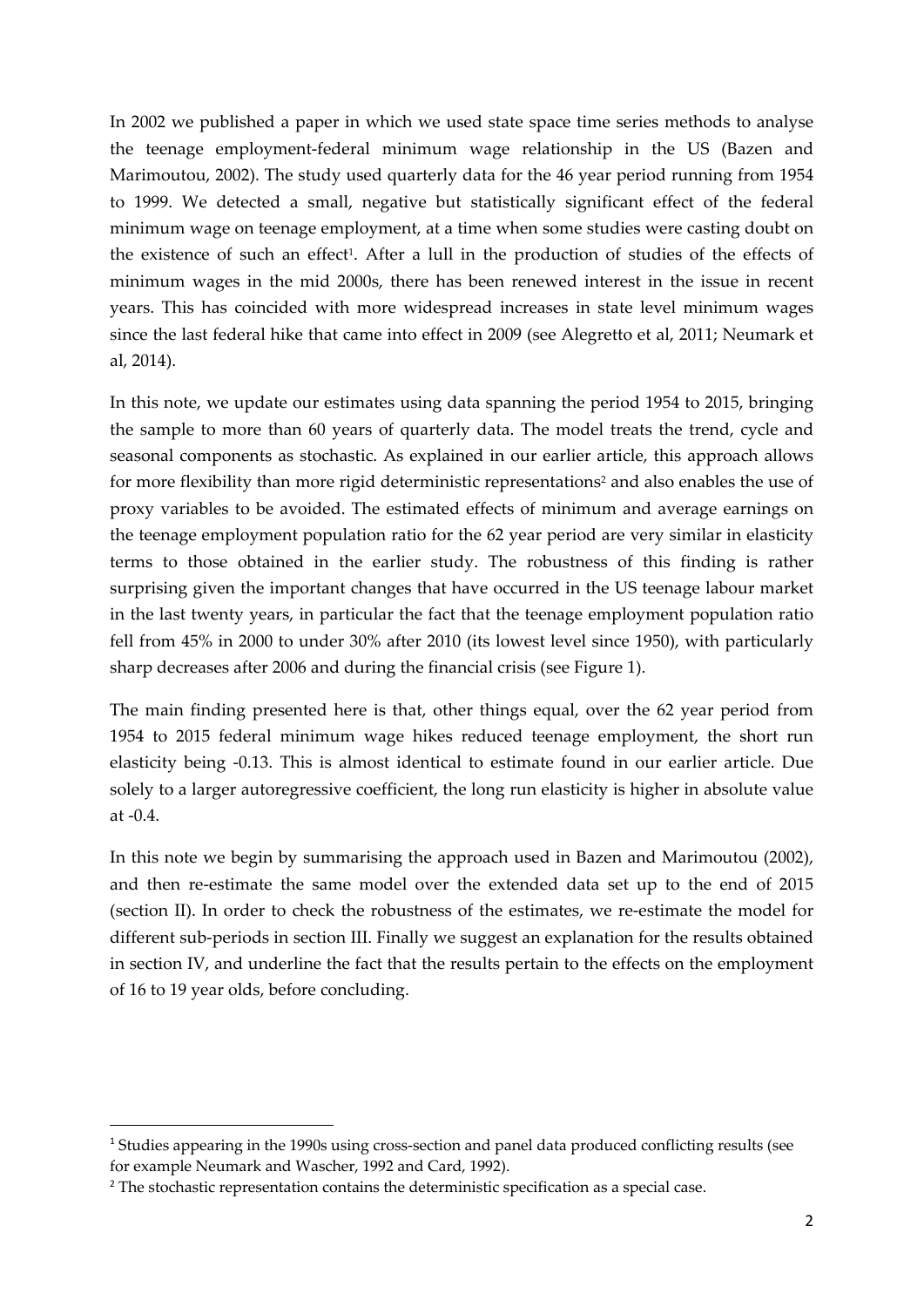In 2002 we published a paper in which we used state space time series methods to analyse the teenage employment-federal minimum wage relationship in the US (Bazen and Marimoutou, 2002). The study used quarterly data for the 46 year period running from 1954 to 1999. We detected a small, negative but statistically significant effect of the federal minimum wage on teenage employment, at a time when some studies were casting doubt on the existence of such an effect[1]. After a lull in the production of studies of the effects of minimum wages in the mid 2000s, there has been renewed interest in the issue in recent years. This has coincided with more widespread increases in state level minimum wages since the last federal hike that came into effect in 2009 (see Alegretto et al, 2011; Neumark et al, 2014).

In this note, we update our estimates using data spanning the period 1954 to 2015, bringing the sample to more than 60 years of quarterly data. The model treats the trend, cycle and seasonal components as stochastic. As explained in our earlier article, this approach allows for more flexibility than more rigid deterministic representations[2] and also enables the use of proxy variables to be avoided. The estimated effects of minimum and average earnings on the teenage employment population ratio for the 62 year period are very similar in elasticity terms to those obtained in the earlier study. The robustness of this finding is rather surprising given the important changes that have occurred in the US teenage labour market in the last twenty years, in particular the fact that the teenage employment population ratio fell from 45% in 2000 to under 30% after 2010 (its lowest level since 1950), with particularly sharp decreases after 2006 and during the financial crisis (see Figure 1).

The main finding presented here is that, other things equal, over the 62 year period from 1954 to 2015 federal minimum wage hikes reduced teenage employment, the short run elasticity being -0.13. This is almost identical to estimate found in our earlier article. Due solely to a larger autoregressive coefficient, the long run elasticity is higher in absolute value at -0.4.

In this note we begin by summarising the approach used in Bazen and Marimoutou (2002), and then re-estimate the same model over the extended data set up to the end of 2015 (section II). In order to check the robustness of the estimates, we re-estimate the model for different sub-periods in section III. Finally we suggest an explanation for the results obtained in section IV, and underline the fact that the results pertain to the effects on the employment of 16 to 19 year olds, before concluding.

---

[1] Studies appearing in the 1990s using cross-section and panel data produced conflicting results (see for example Neumark and Wascher, 1992 and Card, 1992).

[2] The stochastic representation contains the deterministic specification as a special case.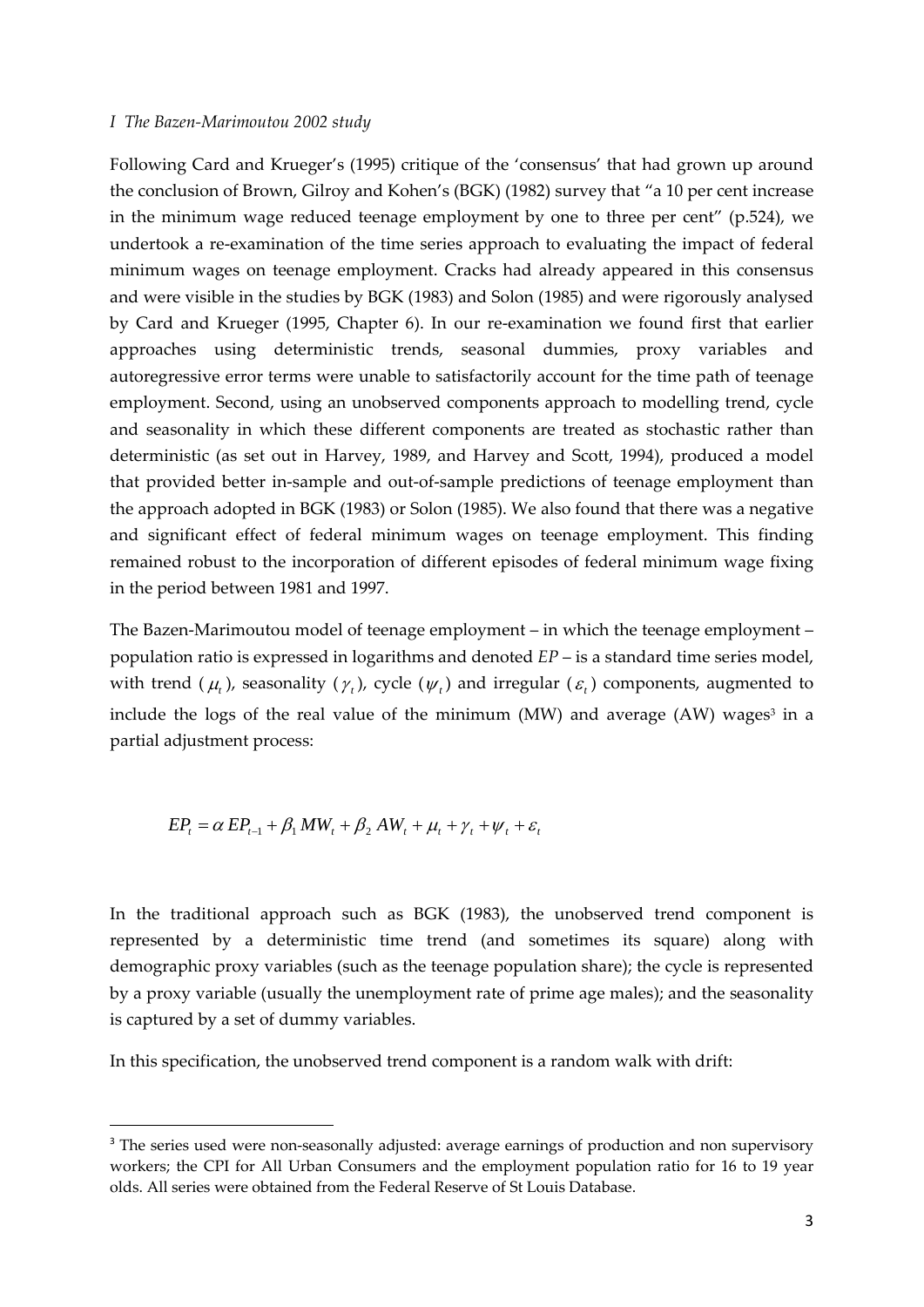*I The Bazen-Marimoutou 2002 study*

Following Card and Krueger's (1995) critique of the 'consensus' that had grown up around the conclusion of Brown, Gilroy and Kohen's (BGK) (1982) survey that "a 10 per cent increase in the minimum wage reduced teenage employment by one to three per cent" (p.524), we undertook a re-examination of the time series approach to evaluating the impact of federal minimum wages on teenage employment. Cracks had already appeared in this consensus and were visible in the studies by BGK (1983) and Solon (1985) and were rigorously analysed by Card and Krueger (1995, Chapter 6). In our re-examination we found first that earlier approaches using deterministic trends, seasonal dummies, proxy variables and autoregressive error terms were unable to satisfactorily account for the time path of teenage employment. Second, using an unobserved components approach to modelling trend, cycle and seasonality in which these different components are treated as stochastic rather than deterministic (as set out in Harvey, 1989, and Harvey and Scott, 1994), produced a model that provided better in-sample and out-of-sample predictions of teenage employment than the approach adopted in BGK (1983) or Solon (1985). We also found that there was a negative and significant effect of federal minimum wages on teenage employment. This finding remained robust to the incorporation of different episodes of federal minimum wage fixing in the period between 1981 and 1997.

The Bazen-Marimoutou model of teenage employment – in which the teenage employment – population ratio is expressed in logarithms and denoted *EP* – is a standard time series model, with trend ($\mu_t$), seasonality ($\gamma_t$), cycle ($\psi_t$) and irregular ($\varepsilon_t$) components, augmented to include the logs of the real value of the minimum (MW) and average (AW) wages[3] in a partial adjustment process:

$$EP_t = \alpha\, EP_{t-1} + \beta_1\, MW_t + \beta_2\, AW_t + \mu_t + \gamma_t + \psi_t + \varepsilon_t$$

In the traditional approach such as BGK (1983), the unobserved trend component is represented by a deterministic time trend (and sometimes its square) along with demographic proxy variables (such as the teenage population share); the cycle is represented by a proxy variable (usually the unemployment rate of prime age males); and the seasonality is captured by a set of dummy variables.

In this specification, the unobserved trend component is a random walk with drift:

[3] The series used were non-seasonally adjusted: average earnings of production and non supervisory workers; the CPI for All Urban Consumers and the employment population ratio for 16 to 19 year olds. All series were obtained from the Federal Reserve of St Louis Database.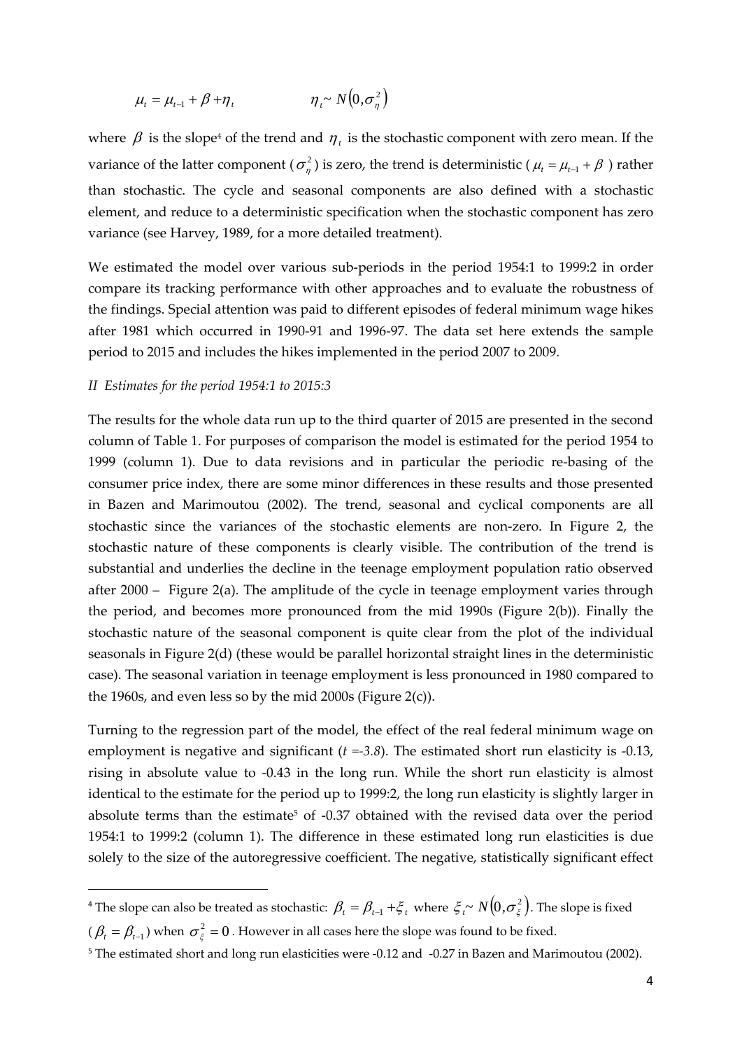$$\mu_t = \mu_{t-1} + \beta + \eta_t \qquad\qquad \eta_t \sim N\left(0, \sigma_\eta^2\right)$$

where $\beta$ is the slope[4] of the trend and $\eta_t$ is the stochastic component with zero mean. If the variance of the latter component ($\sigma_\eta^2$) is zero, the trend is deterministic ($\mu_t = \mu_{t-1} + \beta$) rather than stochastic. The cycle and seasonal components are also defined with a stochastic element, and reduce to a deterministic specification when the stochastic component has zero variance (see Harvey, 1989, for a more detailed treatment).

We estimated the model over various sub-periods in the period 1954:1 to 1999:2 in order compare its tracking performance with other approaches and to evaluate the robustness of the findings. Special attention was paid to different episodes of federal minimum wage hikes after 1981 which occurred in 1990-91 and 1996-97. The data set here extends the sample period to 2015 and includes the hikes implemented in the period 2007 to 2009.

*II Estimates for the period 1954:1 to 2015:3*

The results for the whole data run up to the third quarter of 2015 are presented in the second column of Table 1. For purposes of comparison the model is estimated for the period 1954 to 1999 (column 1). Due to data revisions and in particular the periodic re-basing of the consumer price index, there are some minor differences in these results and those presented in Bazen and Marimoutou (2002). The trend, seasonal and cyclical components are all stochastic since the variances of the stochastic elements are non-zero. In Figure 2, the stochastic nature of these components is clearly visible. The contribution of the trend is substantial and underlies the decline in the teenage employment population ratio observed after 2000 – Figure 2(a). The amplitude of the cycle in teenage employment varies through the period, and becomes more pronounced from the mid 1990s (Figure 2(b)). Finally the stochastic nature of the seasonal component is quite clear from the plot of the individual seasonals in Figure 2(d) (these would be parallel horizontal straight lines in the deterministic case). The seasonal variation in teenage employment is less pronounced in 1980 compared to the 1960s, and even less so by the mid 2000s (Figure 2(c)).

Turning to the regression part of the model, the effect of the real federal minimum wage on employment is negative and significant (*t =-3.8*). The estimated short run elasticity is -0.13, rising in absolute value to -0.43 in the long run. While the short run elasticity is almost identical to the estimate for the period up to 1999:2, the long run elasticity is slightly larger in absolute terms than the estimate[5] of -0.37 obtained with the revised data over the period 1954:1 to 1999:2 (column 1). The difference in these estimated long run elasticities is due solely to the size of the autoregressive coefficient. The negative, statistically significant effect

---

[4] The slope can also be treated as stochastic: $\beta_t = \beta_{t-1} + \xi_t$ where $\xi_t \sim N\left(0, \sigma_\xi^2\right)$. The slope is fixed ($\beta_t = \beta_{t-1}$) when $\sigma_\xi^2 = 0$. However in all cases here the slope was found to be fixed.

[5] The estimated short and long run elasticities were -0.12 and -0.27 in Bazen and Marimoutou (2002).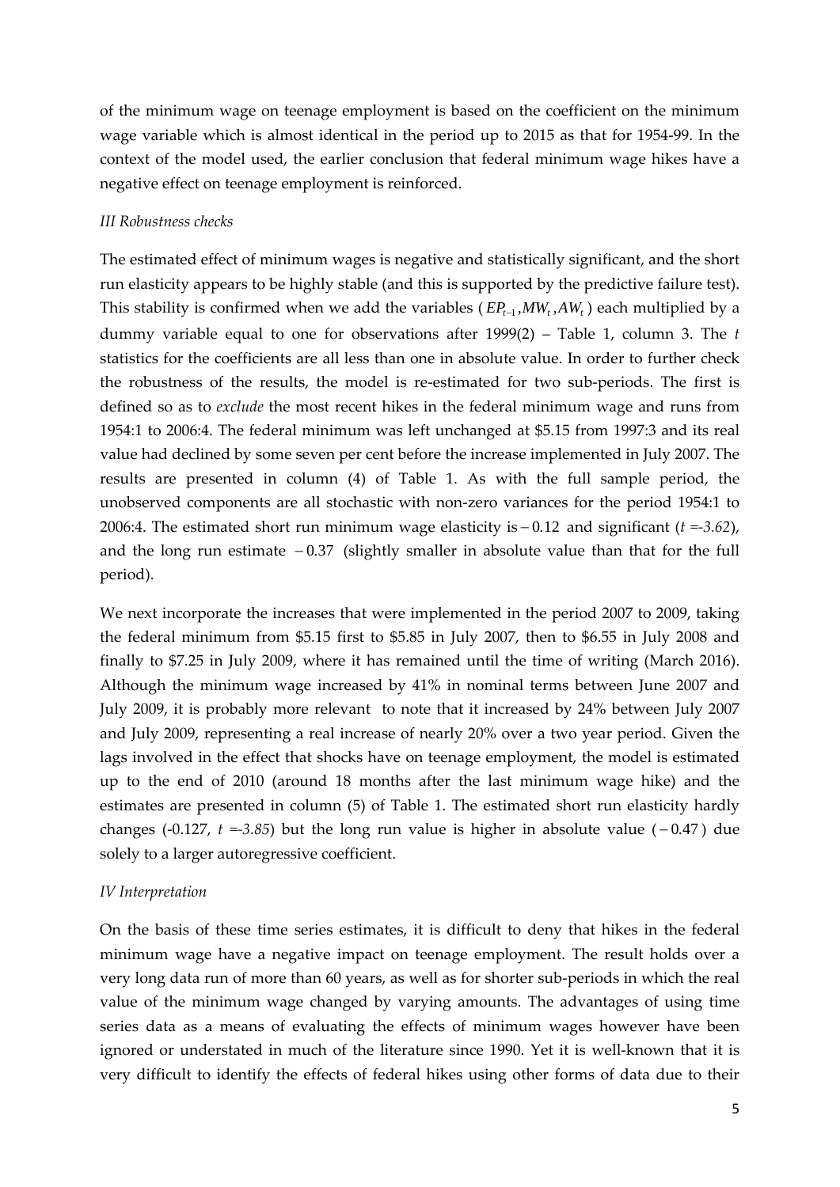of the minimum wage on teenage employment is based on the coefficient on the minimum wage variable which is almost identical in the period up to 2015 as that for 1954-99. In the context of the model used, the earlier conclusion that federal minimum wage hikes have a negative effect on teenage employment is reinforced.

*III Robustness checks*

The estimated effect of minimum wages is negative and statistically significant, and the short run elasticity appears to be highly stable (and this is supported by the predictive failure test). This stability is confirmed when we add the variables ( $EP_{t-1}, MW_t, AW_t$ ) each multiplied by a dummy variable equal to one for observations after 1999(2) – Table 1, column 3. The *t* statistics for the coefficients are all less than one in absolute value. In order to further check the robustness of the results, the model is re-estimated for two sub-periods. The first is defined so as to *exclude* the most recent hikes in the federal minimum wage and runs from 1954:1 to 2006:4. The federal minimum was left unchanged at $5.15 from 1997:3 and its real value had declined by some seven per cent before the increase implemented in July 2007. The results are presented in column (4) of Table 1. As with the full sample period, the unobserved components are all stochastic with non-zero variances for the period 1954:1 to 2006:4. The estimated short run minimum wage elasticity is $-0.12$ and significant ($t = -3.62$), and the long run estimate $-0.37$ (slightly smaller in absolute value than that for the full period).

We next incorporate the increases that were implemented in the period 2007 to 2009, taking the federal minimum from $5.15 first to $5.85 in July 2007, then to $6.55 in July 2008 and finally to $7.25 in July 2009, where it has remained until the time of writing (March 2016). Although the minimum wage increased by 41% in nominal terms between June 2007 and July 2009, it is probably more relevant to note that it increased by 24% between July 2007 and July 2009, representing a real increase of nearly 20% over a two year period. Given the lags involved in the effect that shocks have on teenage employment, the model is estimated up to the end of 2010 (around 18 months after the last minimum wage hike) and the estimates are presented in column (5) of Table 1. The estimated short run elasticity hardly changes (-0.127, $t = -3.85$) but the long run value is higher in absolute value ($-0.47$) due solely to a larger autoregressive coefficient.

*IV Interpretation*

On the basis of these time series estimates, it is difficult to deny that hikes in the federal minimum wage have a negative impact on teenage employment. The result holds over a very long data run of more than 60 years, as well as for shorter sub-periods in which the real value of the minimum wage changed by varying amounts. The advantages of using time series data as a means of evaluating the effects of minimum wages however have been ignored or understated in much of the literature since 1990. Yet it is well-known that it is very difficult to identify the effects of federal hikes using other forms of data due to their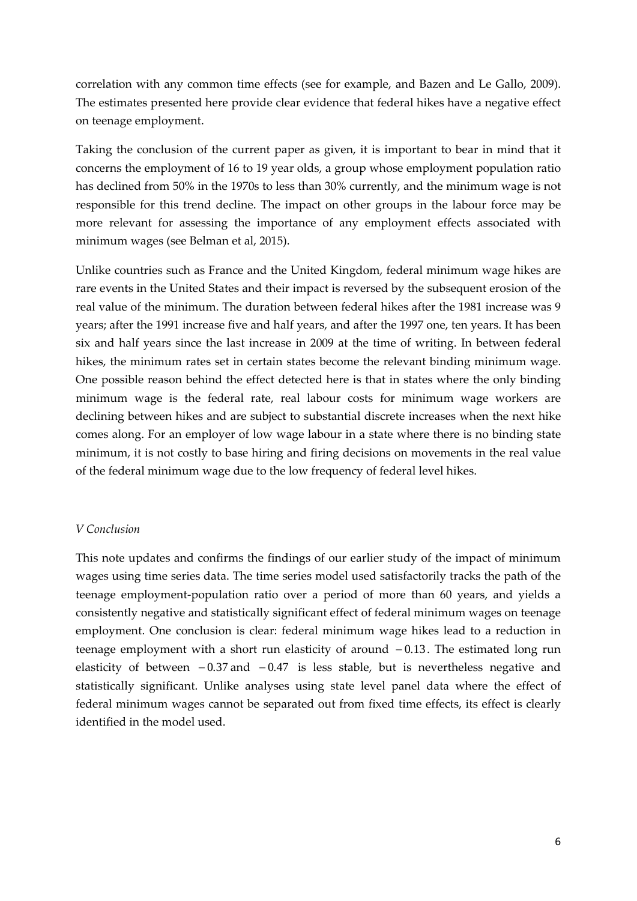correlation with any common time effects (see for example, and Bazen and Le Gallo, 2009). The estimates presented here provide clear evidence that federal hikes have a negative effect on teenage employment.

Taking the conclusion of the current paper as given, it is important to bear in mind that it concerns the employment of 16 to 19 year olds, a group whose employment population ratio has declined from 50% in the 1970s to less than 30% currently, and the minimum wage is not responsible for this trend decline. The impact on other groups in the labour force may be more relevant for assessing the importance of any employment effects associated with minimum wages (see Belman et al, 2015).

Unlike countries such as France and the United Kingdom, federal minimum wage hikes are rare events in the United States and their impact is reversed by the subsequent erosion of the real value of the minimum. The duration between federal hikes after the 1981 increase was 9 years; after the 1991 increase five and half years, and after the 1997 one, ten years. It has been six and half years since the last increase in 2009 at the time of writing. In between federal hikes, the minimum rates set in certain states become the relevant binding minimum wage. One possible reason behind the effect detected here is that in states where the only binding minimum wage is the federal rate, real labour costs for minimum wage workers are declining between hikes and are subject to substantial discrete increases when the next hike comes along. For an employer of low wage labour in a state where there is no binding state minimum, it is not costly to base hiring and firing decisions on movements in the real value of the federal minimum wage due to the low frequency of federal level hikes.

*V Conclusion*

This note updates and confirms the findings of our earlier study of the impact of minimum wages using time series data. The time series model used satisfactorily tracks the path of the teenage employment-population ratio over a period of more than 60 years, and yields a consistently negative and statistically significant effect of federal minimum wages on teenage employment. One conclusion is clear: federal minimum wage hikes lead to a reduction in teenage employment with a short run elasticity of around $-0.13$. The estimated long run elasticity of between $-0.37$ and $-0.47$ is less stable, but is nevertheless negative and statistically significant. Unlike analyses using state level panel data where the effect of federal minimum wages cannot be separated out from fixed time effects, its effect is clearly identified in the model used.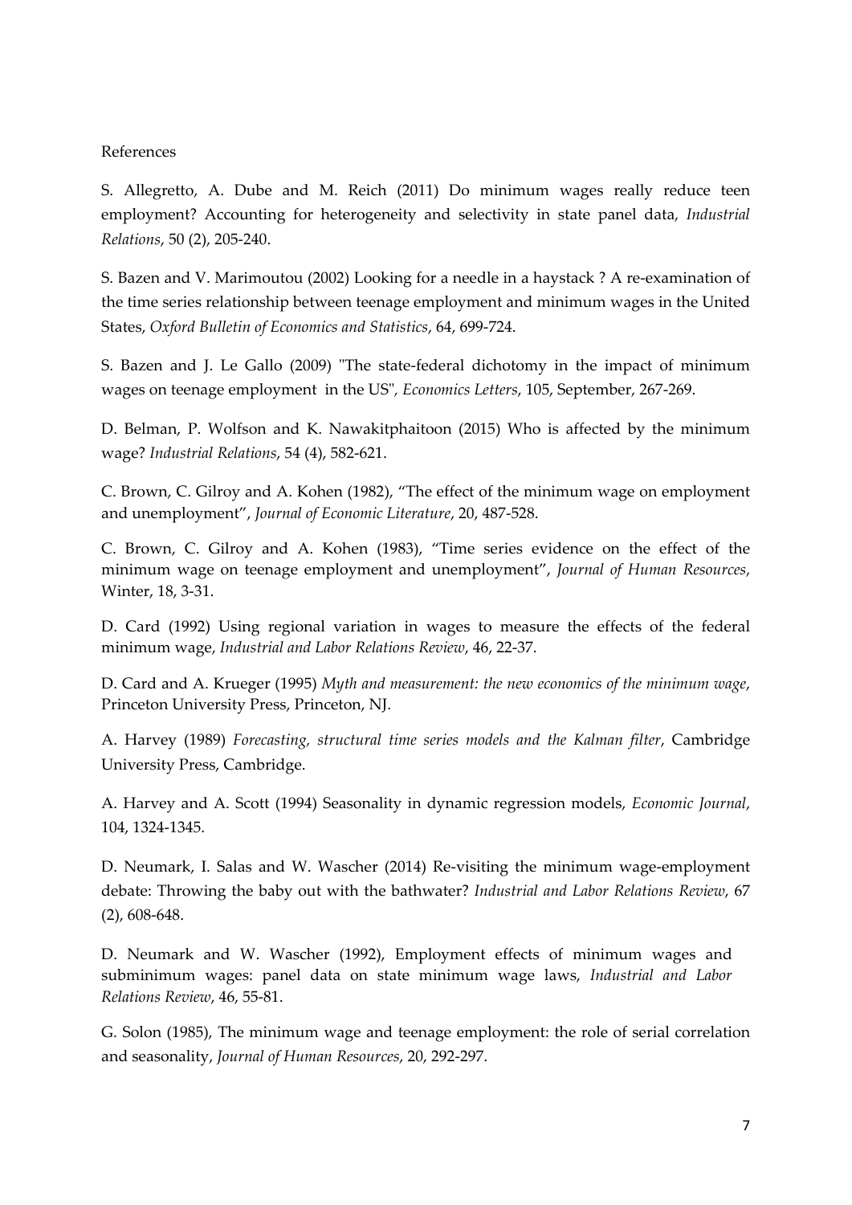References

S. Allegretto, A. Dube and M. Reich (2011) Do minimum wages really reduce teen employment? Accounting for heterogeneity and selectivity in state panel data, *Industrial Relations*, 50 (2), 205-240.

S. Bazen and V. Marimoutou (2002) Looking for a needle in a haystack ? A re-examination of the time series relationship between teenage employment and minimum wages in the United States, *Oxford Bulletin of Economics and Statistics*, 64, 699-724.

S. Bazen and J. Le Gallo (2009) "The state-federal dichotomy in the impact of minimum wages on teenage employment in the US", *Economics Letters*, 105, September, 267-269.

D. Belman, P. Wolfson and K. Nawakitphaitoon (2015) Who is affected by the minimum wage? *Industrial Relations*, 54 (4), 582-621.

C. Brown, C. Gilroy and A. Kohen (1982), "The effect of the minimum wage on employment and unemployment", *Journal of Economic Literature*, 20, 487-528.

C. Brown, C. Gilroy and A. Kohen (1983), "Time series evidence on the effect of the minimum wage on teenage employment and unemployment", *Journal of Human Resources*, Winter, 18, 3-31.

D. Card (1992) Using regional variation in wages to measure the effects of the federal minimum wage, *Industrial and Labor Relations Review*, 46, 22-37.

D. Card and A. Krueger (1995) *Myth and measurement: the new economics of the minimum wage*, Princeton University Press, Princeton, NJ.

A. Harvey (1989) *Forecasting, structural time series models and the Kalman filter*, Cambridge University Press, Cambridge.

A. Harvey and A. Scott (1994) Seasonality in dynamic regression models, *Economic Journal*, 104, 1324-1345.

D. Neumark, I. Salas and W. Wascher (2014) Re-visiting the minimum wage-employment debate: Throwing the baby out with the bathwater? *Industrial and Labor Relations Review*, 67 (2), 608-648.

D. Neumark and W. Wascher (1992), Employment effects of minimum wages and subminimum wages: panel data on state minimum wage laws, *Industrial and Labor Relations Review*, 46, 55-81.

G. Solon (1985), The minimum wage and teenage employment: the role of serial correlation and seasonality, *Journal of Human Resources*, 20, 292-297.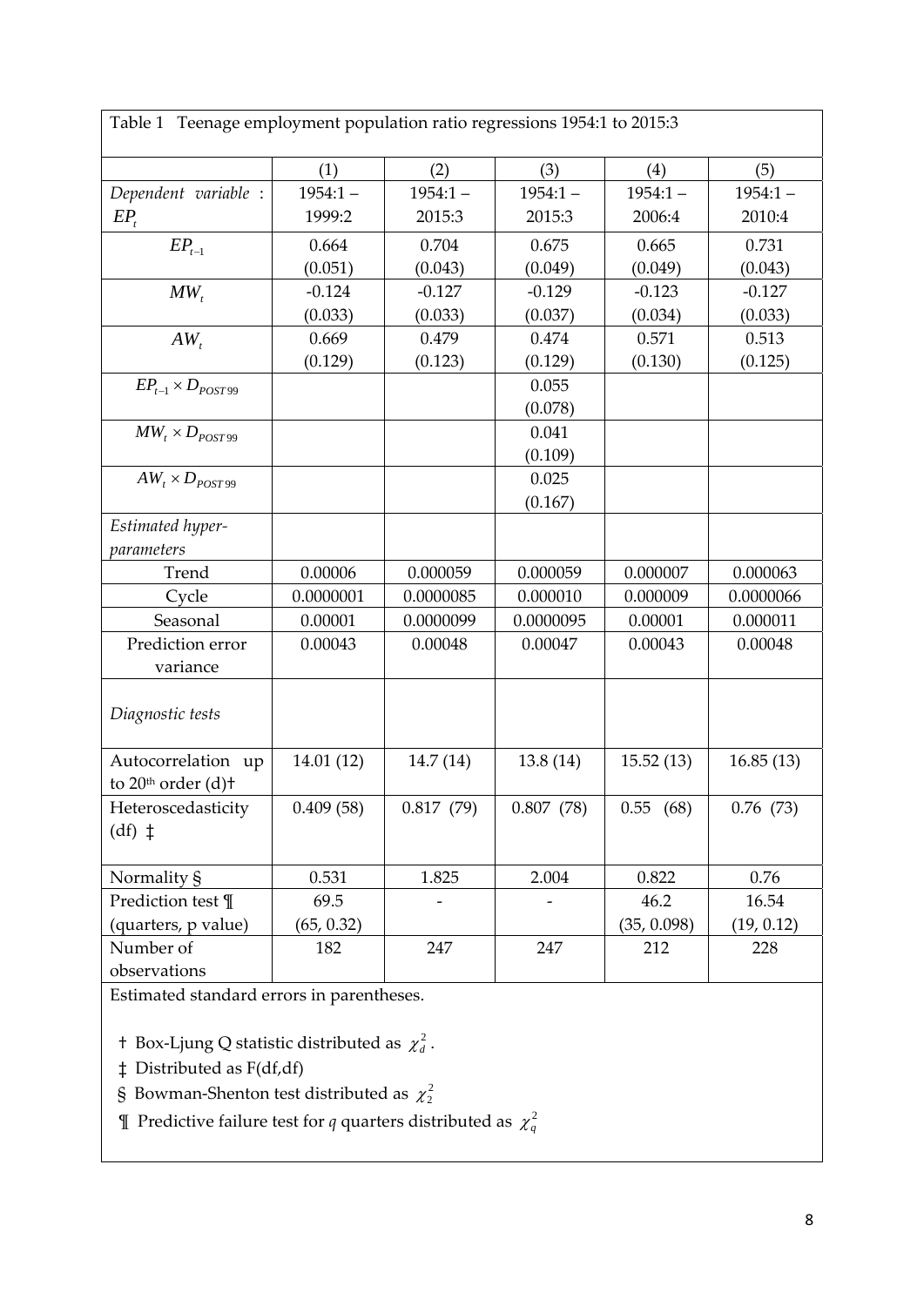Table 1 Teenage employment population ratio regressions 1954:1 to 2015:3

| | (1) | (2) | (3) | (4) | (5) |
|---|---|---|---|---|---|
| *Dependent variable* : $EP_t$ | 1954:1 – 1999:2 | 1954:1 – 2015:3 | 1954:1 – 2015:3 | 1954:1 – 2006:4 | 1954:1 – 2010:4 |
| $EP_{t-1}$ | 0.664 (0.051) | 0.704 (0.043) | 0.675 (0.049) | 0.665 (0.049) | 0.731 (0.043) |
| $MW_t$ | -0.124 (0.033) | -0.127 (0.033) | -0.129 (0.037) | -0.123 (0.034) | -0.127 (0.033) |
| $AW_t$ | 0.669 (0.129) | 0.479 (0.123) | 0.474 (0.129) | 0.571 (0.130) | 0.513 (0.125) |
| $EP_{t-1} \times D_{POST99}$ | | | 0.055 (0.078) | | |
| $MW_t \times D_{POST99}$ | | | 0.041 (0.109) | | |
| $AW_t \times D_{POST99}$ | | | 0.025 (0.167) | | |
| *Estimated hyper-parameters* | | | | | |
| Trend | 0.00006 | 0.000059 | 0.000059 | 0.000007 | 0.000063 |
| Cycle | 0.0000001 | 0.0000085 | 0.000010 | 0.000009 | 0.0000066 |
| Seasonal | 0.00001 | 0.0000099 | 0.0000095 | 0.00001 | 0.000011 |
| Prediction error variance | 0.00043 | 0.00048 | 0.00047 | 0.00043 | 0.00048 |
| *Diagnostic tests* | | | | | |
| Autocorrelation up to 20th order (d)† | 14.01 (12) | 14.7 (14) | 13.8 (14) | 15.52 (13) | 16.85 (13) |
| Heteroscedasticity (df) ‡ | 0.409 (58) | 0.817 (79) | 0.807 (78) | 0.55 (68) | 0.76 (73) |
| Normality § | 0.531 | 1.825 | 2.004 | 0.822 | 0.76 |
| Prediction test ¶ (quarters, p value) | 69.5 (65, 0.32) | - | - | 46.2 (35, 0.098) | 16.54 (19, 0.12) |
| Number of observations | 182 | 247 | 247 | 212 | 228 |

Estimated standard errors in parentheses.

† Box-Ljung Q statistic distributed as $\chi^2_d$.

‡ Distributed as F(df,df)

§ Bowman-Shenton test distributed as $\chi^2_2$

¶ Predictive failure test for *q* quarters distributed as $\chi^2_q$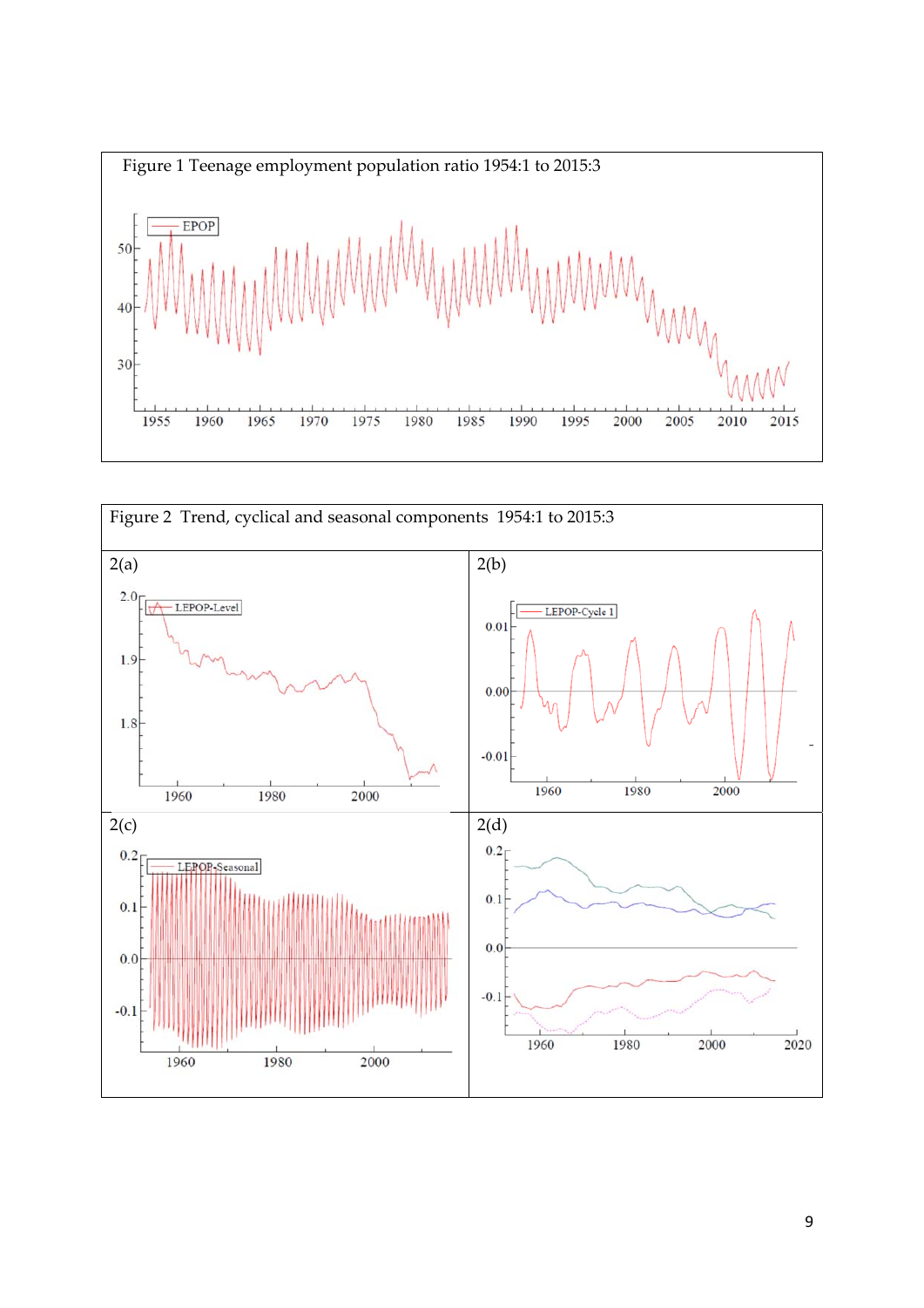Figure 1 Teenage employment population ratio 1954:1 to 2015:3

EPOP

50
40
30

1955 1960 1965 1970 1975 1980 1985 1990 1995 2000 2005 2010 2015

Figure 2 Trend, cyclical and seasonal components 1954:1 to 2015:3

2(a)

LEPOP-Level

2.0
1.9
1.8

1960 1980 2000

2(b)

LEPOP-Cycle 1

0.01
0.00
-0.01

1960 1980 2000

2(c)

LEPOP-Seasonal

0.2
0.1
0.0
-0.1

1960 1980 2000

2(d)

0.2
0.1
0.0
-0.1

1960 1980 2000 2020